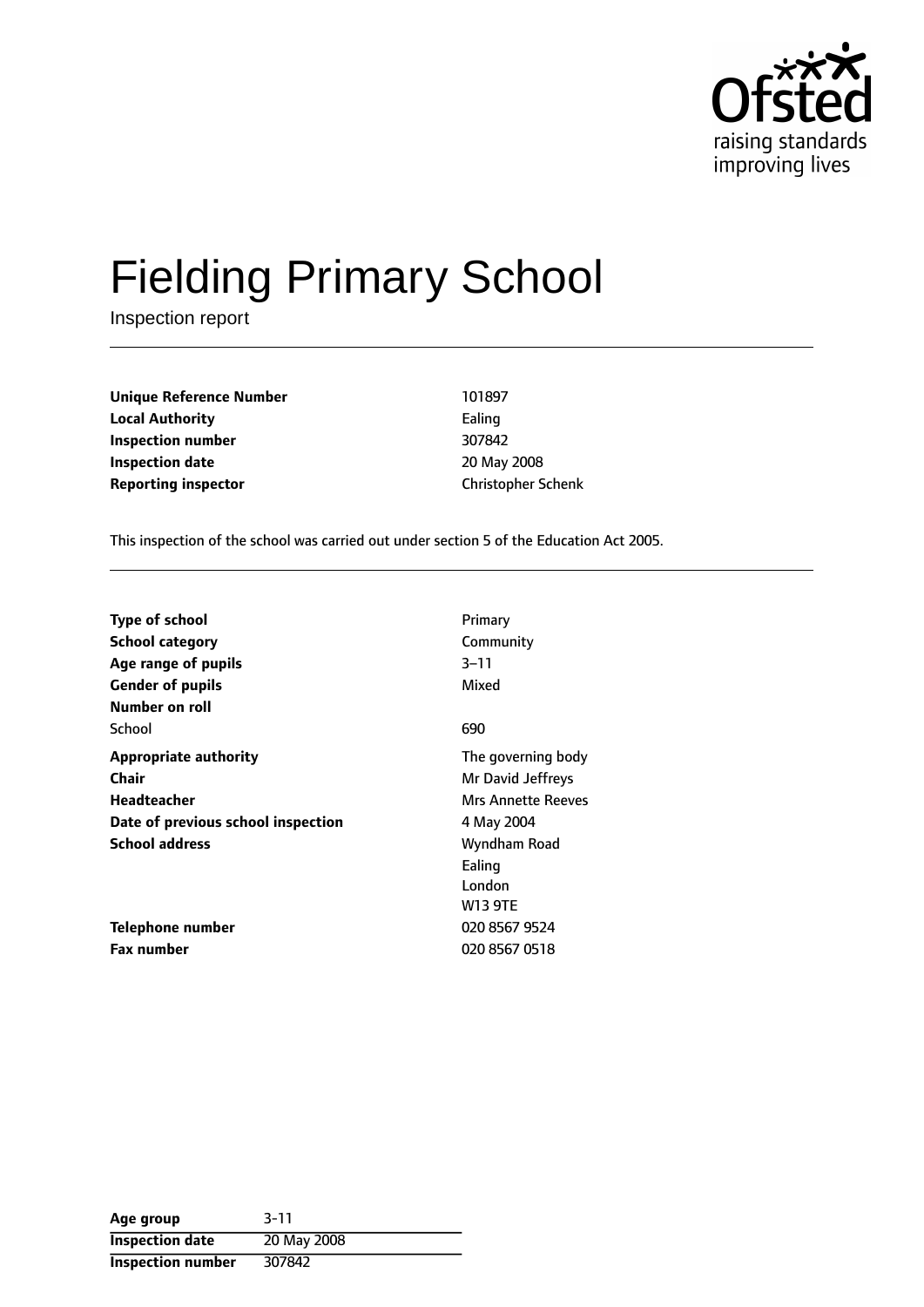Ofsted
raising standards
improving lives

# Fielding Primary School

Inspection report

| | |
|---|---|
| **Unique Reference Number** | 101897 |
| **Local Authority** | Ealing |
| **Inspection number** | 307842 |
| **Inspection date** | 20 May 2008 |
| **Reporting inspector** | Christopher Schenk |

This inspection of the school was carried out under section 5 of the Education Act 2005.

| | |
|---|---|
| **Type of school** | Primary |
| **School category** | Community |
| **Age range of pupils** | 3–11 |
| **Gender of pupils** | Mixed |
| **Number on roll** | |
| School | 690 |
| **Appropriate authority** | The governing body |
| **Chair** | Mr David Jeffreys |
| **Headteacher** | Mrs Annette Reeves |
| **Date of previous school inspection** | 4 May 2004 |
| **School address** | Wyndham Road<br>Ealing<br>London<br>W13 9TE |
| **Telephone number** | 020 8567 9524 |
| **Fax number** | 020 8567 0518 |

| | |
|---|---|
| **Age group** | 3-11 |
| **Inspection date** | 20 May 2008 |
| **Inspection number** | 307842 |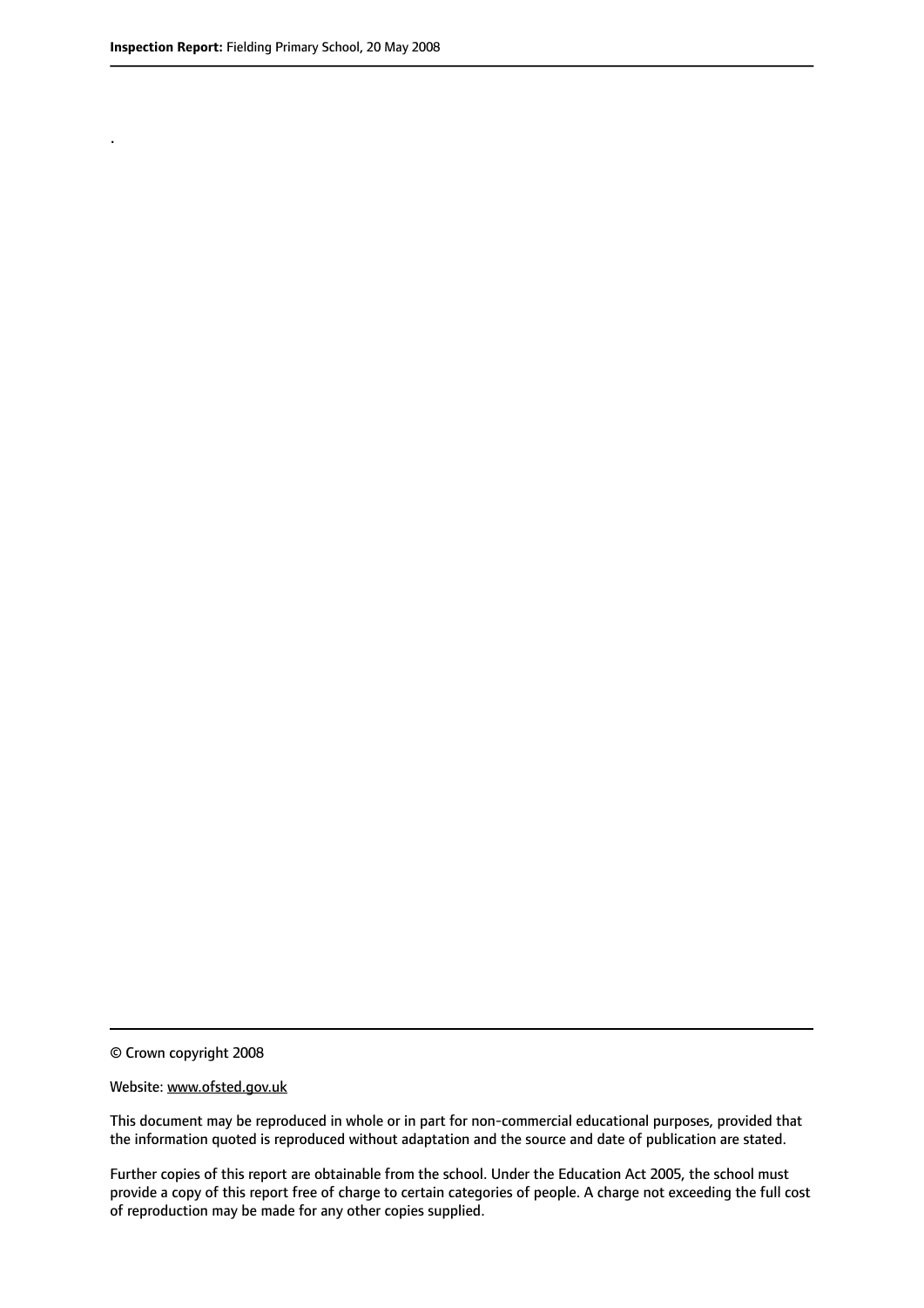.

© Crown copyright 2008

Website: www.ofsted.gov.uk

This document may be reproduced in whole or in part for non-commercial educational purposes, provided that the information quoted is reproduced without adaptation and the source and date of publication are stated.

Further copies of this report are obtainable from the school. Under the Education Act 2005, the school must provide a copy of this report free of charge to certain categories of people. A charge not exceeding the full cost of reproduction may be made for any other copies supplied.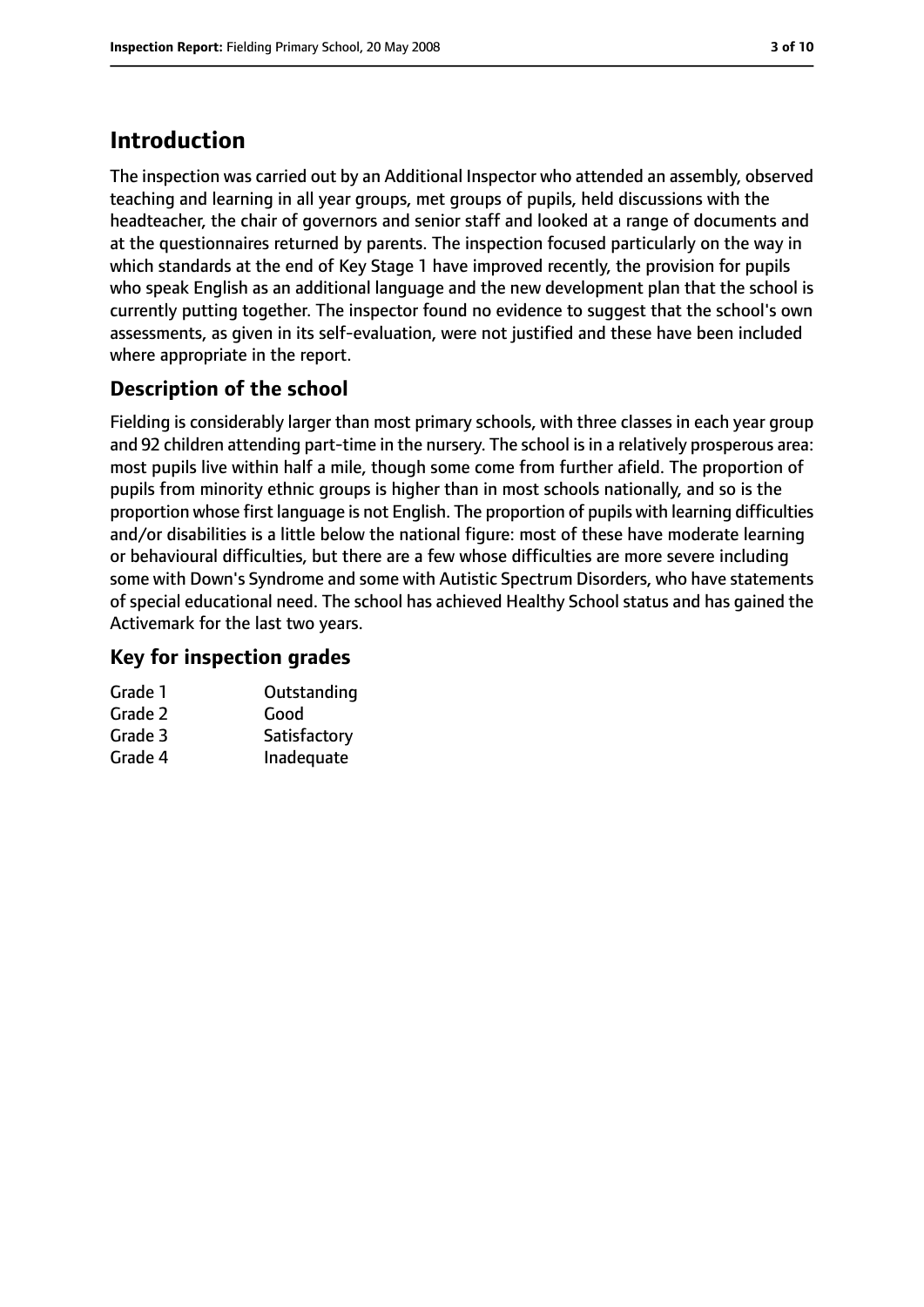## Introduction

The inspection was carried out by an Additional Inspector who attended an assembly, observed teaching and learning in all year groups, met groups of pupils, held discussions with the headteacher, the chair of governors and senior staff and looked at a range of documents and at the questionnaires returned by parents. The inspection focused particularly on the way in which standards at the end of Key Stage 1 have improved recently, the provision for pupils who speak English as an additional language and the new development plan that the school is currently putting together. The inspector found no evidence to suggest that the school's own assessments, as given in its self-evaluation, were not justified and these have been included where appropriate in the report.

### Description of the school

Fielding is considerably larger than most primary schools, with three classes in each year group and 92 children attending part-time in the nursery. The school is in a relatively prosperous area: most pupils live within half a mile, though some come from further afield. The proportion of pupils from minority ethnic groups is higher than in most schools nationally, and so is the proportion whose first language is not English. The proportion of pupils with learning difficulties and/or disabilities is a little below the national figure: most of these have moderate learning or behavioural difficulties, but there are a few whose difficulties are more severe including some with Down's Syndrome and some with Autistic Spectrum Disorders, who have statements of special educational need. The school has achieved Healthy School status and has gained the Activemark for the last two years.

### Key for inspection grades

| | |
|---|---|
| Grade 1 | Outstanding |
| Grade 2 | Good |
| Grade 3 | Satisfactory |
| Grade 4 | Inadequate |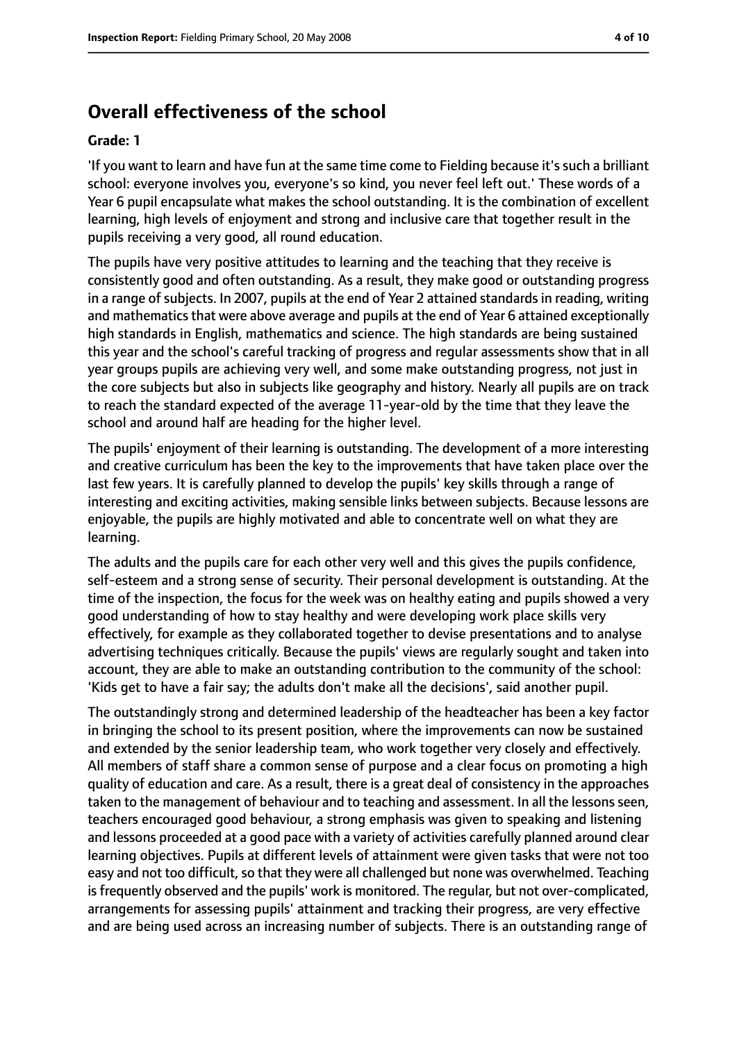## Overall effectiveness of the school

**Grade: 1**

'If you want to learn and have fun at the same time come to Fielding because it's such a brilliant school: everyone involves you, everyone's so kind, you never feel left out.' These words of a Year 6 pupil encapsulate what makes the school outstanding. It is the combination of excellent learning, high levels of enjoyment and strong and inclusive care that together result in the pupils receiving a very good, all round education.

The pupils have very positive attitudes to learning and the teaching that they receive is consistently good and often outstanding. As a result, they make good or outstanding progress in a range of subjects. In 2007, pupils at the end of Year 2 attained standards in reading, writing and mathematics that were above average and pupils at the end of Year 6 attained exceptionally high standards in English, mathematics and science. The high standards are being sustained this year and the school's careful tracking of progress and regular assessments show that in all year groups pupils are achieving very well, and some make outstanding progress, not just in the core subjects but also in subjects like geography and history. Nearly all pupils are on track to reach the standard expected of the average 11-year-old by the time that they leave the school and around half are heading for the higher level.

The pupils' enjoyment of their learning is outstanding. The development of a more interesting and creative curriculum has been the key to the improvements that have taken place over the last few years. It is carefully planned to develop the pupils' key skills through a range of interesting and exciting activities, making sensible links between subjects. Because lessons are enjoyable, the pupils are highly motivated and able to concentrate well on what they are learning.

The adults and the pupils care for each other very well and this gives the pupils confidence, self-esteem and a strong sense of security. Their personal development is outstanding. At the time of the inspection, the focus for the week was on healthy eating and pupils showed a very good understanding of how to stay healthy and were developing work place skills very effectively, for example as they collaborated together to devise presentations and to analyse advertising techniques critically. Because the pupils' views are regularly sought and taken into account, they are able to make an outstanding contribution to the community of the school: 'Kids get to have a fair say; the adults don't make all the decisions', said another pupil.

The outstandingly strong and determined leadership of the headteacher has been a key factor in bringing the school to its present position, where the improvements can now be sustained and extended by the senior leadership team, who work together very closely and effectively. All members of staff share a common sense of purpose and a clear focus on promoting a high quality of education and care. As a result, there is a great deal of consistency in the approaches taken to the management of behaviour and to teaching and assessment. In all the lessons seen, teachers encouraged good behaviour, a strong emphasis was given to speaking and listening and lessons proceeded at a good pace with a variety of activities carefully planned around clear learning objectives. Pupils at different levels of attainment were given tasks that were not too easy and not too difficult, so that they were all challenged but none was overwhelmed. Teaching is frequently observed and the pupils' work is monitored. The regular, but not over-complicated, arrangements for assessing pupils' attainment and tracking their progress, are very effective and are being used across an increasing number of subjects. There is an outstanding range of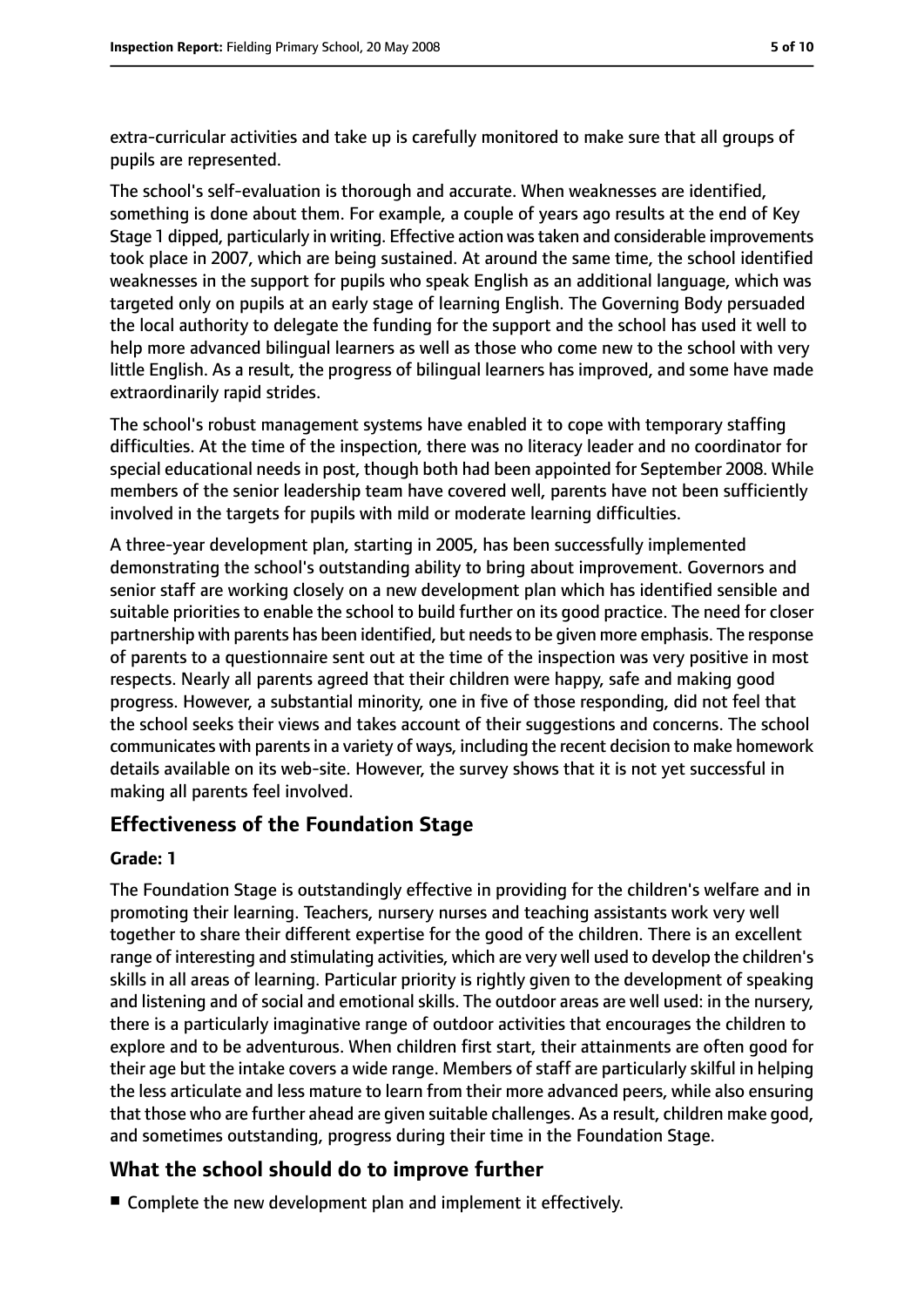extra-curricular activities and take up is carefully monitored to make sure that all groups of pupils are represented.

The school's self-evaluation is thorough and accurate. When weaknesses are identified, something is done about them. For example, a couple of years ago results at the end of Key Stage 1 dipped, particularly in writing. Effective action was taken and considerable improvements took place in 2007, which are being sustained. At around the same time, the school identified weaknesses in the support for pupils who speak English as an additional language, which was targeted only on pupils at an early stage of learning English. The Governing Body persuaded the local authority to delegate the funding for the support and the school has used it well to help more advanced bilingual learners as well as those who come new to the school with very little English. As a result, the progress of bilingual learners has improved, and some have made extraordinarily rapid strides.

The school's robust management systems have enabled it to cope with temporary staffing difficulties. At the time of the inspection, there was no literacy leader and no coordinator for special educational needs in post, though both had been appointed for September 2008. While members of the senior leadership team have covered well, parents have not been sufficiently involved in the targets for pupils with mild or moderate learning difficulties.

A three-year development plan, starting in 2005, has been successfully implemented demonstrating the school's outstanding ability to bring about improvement. Governors and senior staff are working closely on a new development plan which has identified sensible and suitable priorities to enable the school to build further on its good practice. The need for closer partnership with parents has been identified, but needs to be given more emphasis. The response of parents to a questionnaire sent out at the time of the inspection was very positive in most respects. Nearly all parents agreed that their children were happy, safe and making good progress. However, a substantial minority, one in five of those responding, did not feel that the school seeks their views and takes account of their suggestions and concerns. The school communicates with parents in a variety of ways, including the recent decision to make homework details available on its web-site. However, the survey shows that it is not yet successful in making all parents feel involved.

## Effectiveness of the Foundation Stage

#### Grade: 1

The Foundation Stage is outstandingly effective in providing for the children's welfare and in promoting their learning. Teachers, nursery nurses and teaching assistants work very well together to share their different expertise for the good of the children. There is an excellent range of interesting and stimulating activities, which are very well used to develop the children's skills in all areas of learning. Particular priority is rightly given to the development of speaking and listening and of social and emotional skills. The outdoor areas are well used: in the nursery, there is a particularly imaginative range of outdoor activities that encourages the children to explore and to be adventurous. When children first start, their attainments are often good for their age but the intake covers a wide range. Members of staff are particularly skilful in helping the less articulate and less mature to learn from their more advanced peers, while also ensuring that those who are further ahead are given suitable challenges. As a result, children make good, and sometimes outstanding, progress during their time in the Foundation Stage.

## What the school should do to improve further

- Complete the new development plan and implement it effectively.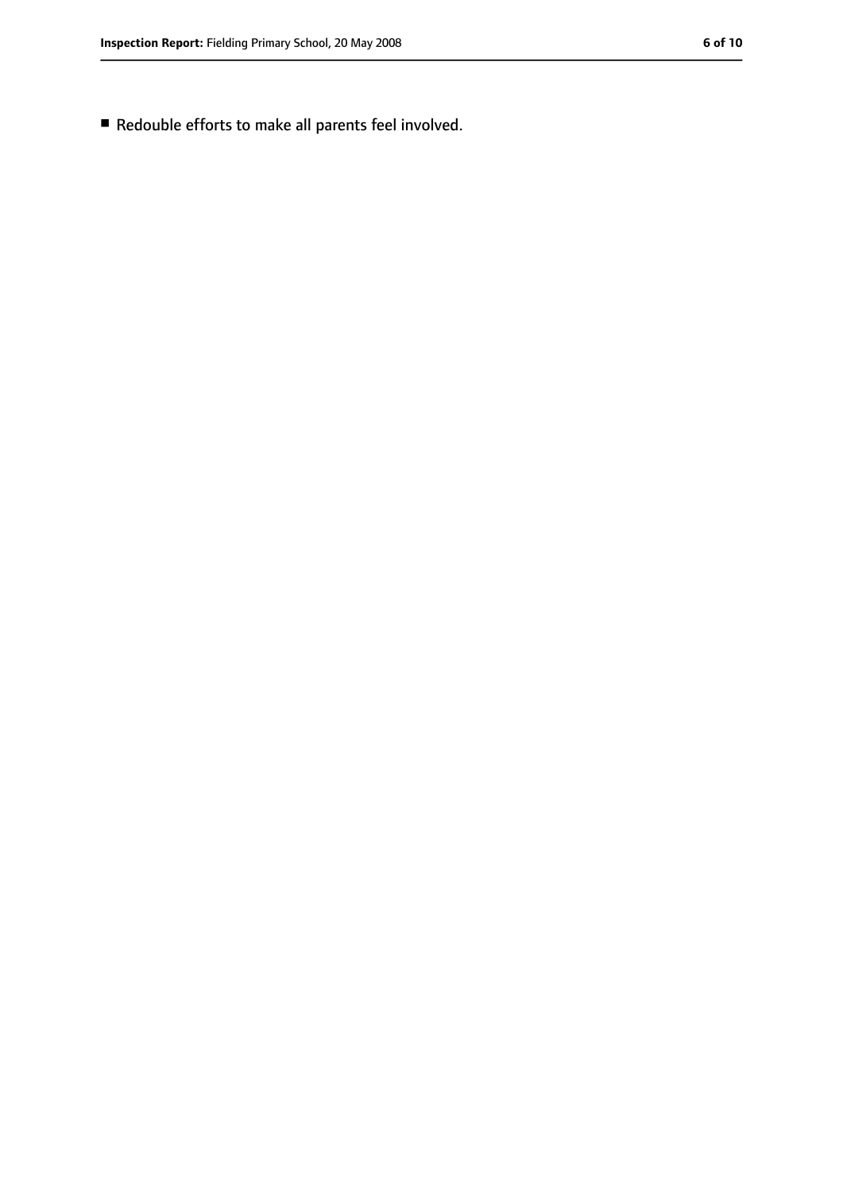- Redouble efforts to make all parents feel involved.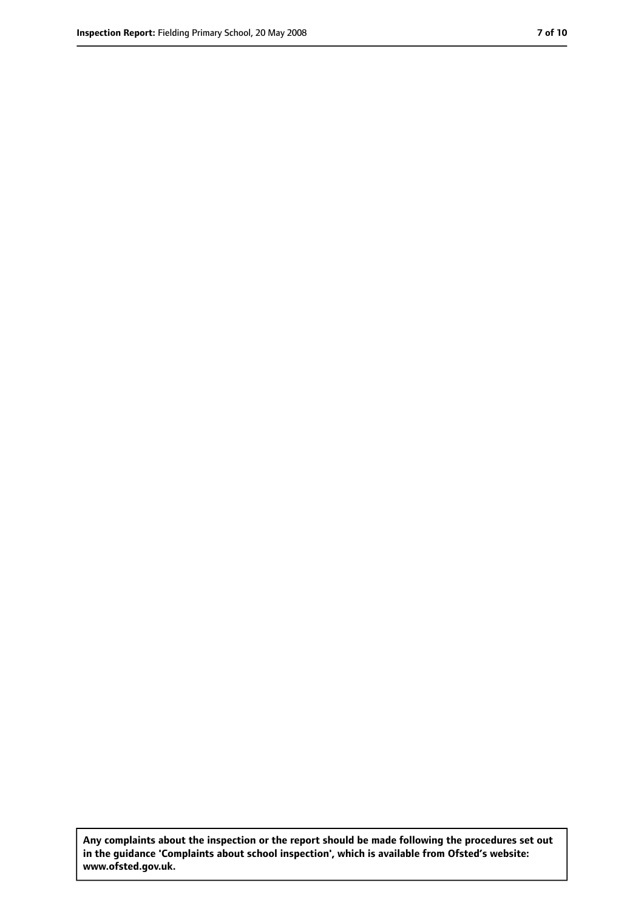**Any complaints about the inspection or the report should be made following the procedures set out in the guidance 'Complaints about school inspection', which is available from Ofsted's website: www.ofsted.gov.uk.**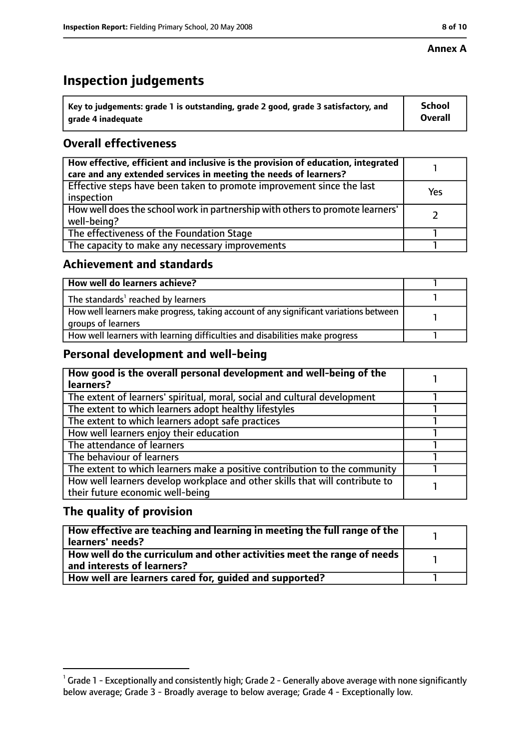**Annex A**

# Inspection judgements

| Key to judgements: grade 1 is outstanding, grade 2 good, grade 3 satisfactory, and grade 4 inadequate | School Overall |
| --- | --- |

## Overall effectiveness

| | |
| --- | --- |
| How effective, efficient and inclusive is the provision of education, integrated care and any extended services in meeting the needs of learners? | 1 |
| Effective steps have been taken to promote improvement since the last inspection | Yes |
| How well does the school work in partnership with others to promote learners' well-being? | 2 |
| The effectiveness of the Foundation Stage | 1 |
| The capacity to make any necessary improvements | 1 |

## Achievement and standards

| | |
| --- | --- |
| How well do learners achieve? | 1 |
| The standards[1] reached by learners | 1 |
| How well learners make progress, taking account of any significant variations between groups of learners | 1 |
| How well learners with learning difficulties and disabilities make progress | 1 |

## Personal development and well-being

| | |
| --- | --- |
| How good is the overall personal development and well-being of the learners? | 1 |
| The extent of learners' spiritual, moral, social and cultural development | 1 |
| The extent to which learners adopt healthy lifestyles | 1 |
| The extent to which learners adopt safe practices | 1 |
| How well learners enjoy their education | 1 |
| The attendance of learners | 1 |
| The behaviour of learners | 1 |
| The extent to which learners make a positive contribution to the community | 1 |
| How well learners develop workplace and other skills that will contribute to their future economic well-being | 1 |

## The quality of provision

| | |
| --- | --- |
| How effective are teaching and learning in meeting the full range of the learners' needs? | 1 |
| How well do the curriculum and other activities meet the range of needs and interests of learners? | 1 |
| How well are learners cared for, guided and supported? | 1 |

[1] Grade 1 - Exceptionally and consistently high; Grade 2 - Generally above average with none significantly below average; Grade 3 - Broadly average to below average; Grade 4 - Exceptionally low.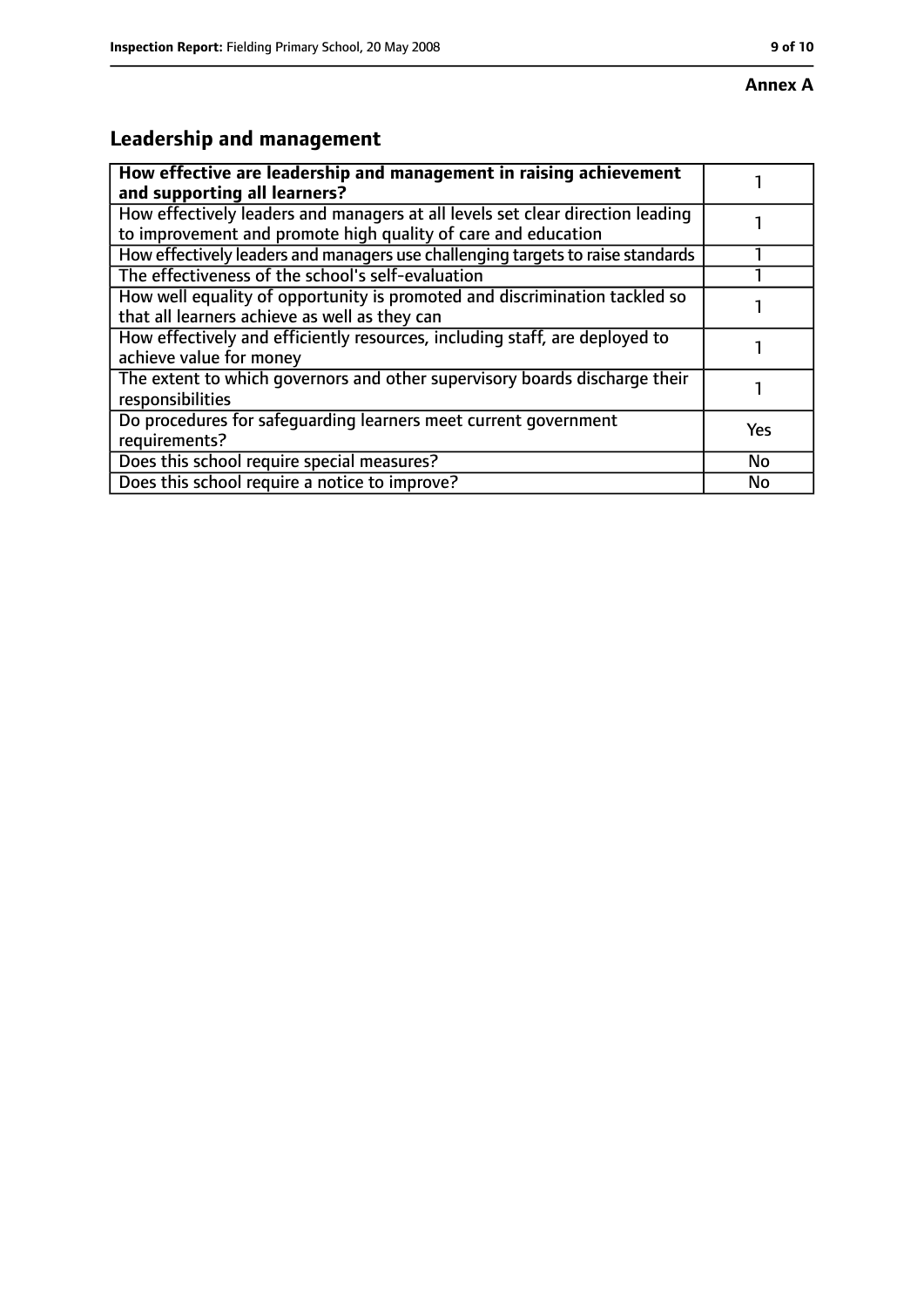**Annex A**

## Leadership and management

| **How effective are leadership and management in raising achievement and supporting all learners?** | 1 |
|---|---|
| How effectively leaders and managers at all levels set clear direction leading to improvement and promote high quality of care and education | 1 |
| How effectively leaders and managers use challenging targets to raise standards | 1 |
| The effectiveness of the school's self-evaluation | 1 |
| How well equality of opportunity is promoted and discrimination tackled so that all learners achieve as well as they can | 1 |
| How effectively and efficiently resources, including staff, are deployed to achieve value for money | 1 |
| The extent to which governors and other supervisory boards discharge their responsibilities | 1 |
| Do procedures for safeguarding learners meet current government requirements? | Yes |
| Does this school require special measures? | No |
| Does this school require a notice to improve? | No |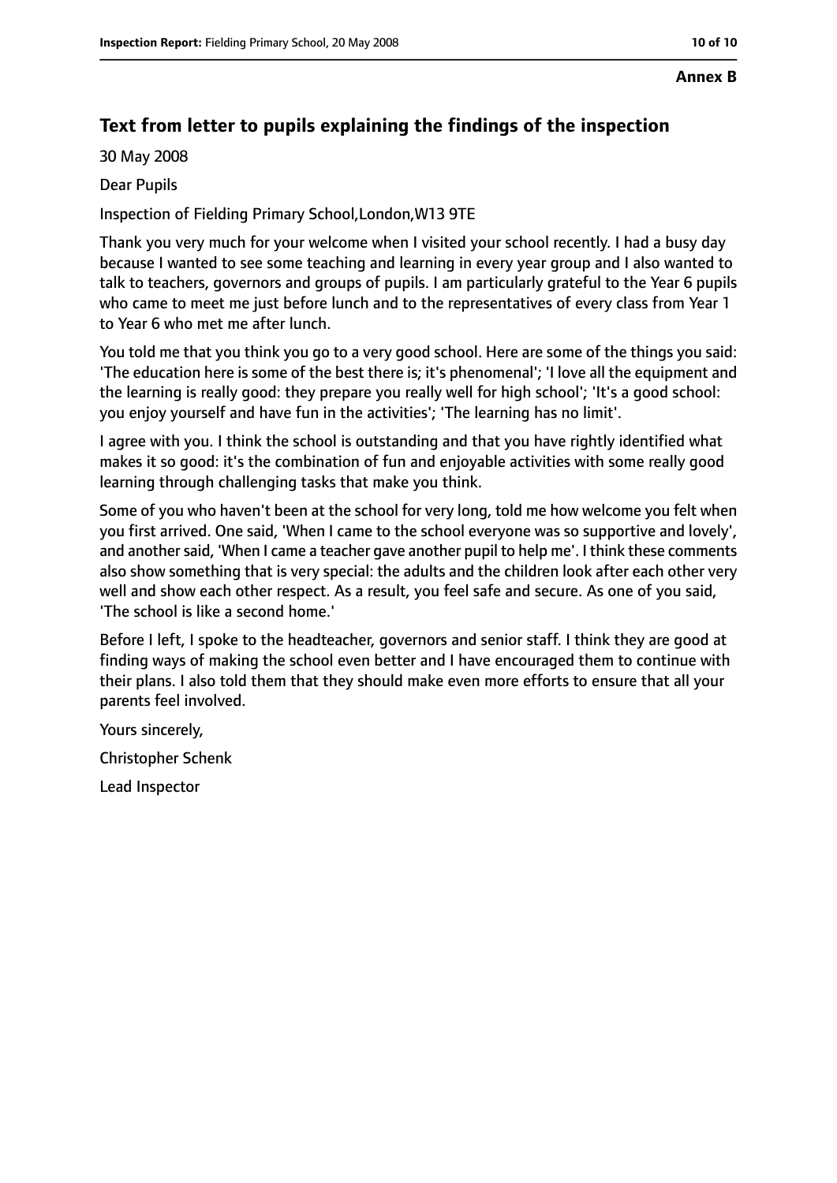**Annex B**

## Text from letter to pupils explaining the findings of the inspection

30 May 2008

Dear Pupils

Inspection of Fielding Primary School,London,W13 9TE

Thank you very much for your welcome when I visited your school recently. I had a busy day because I wanted to see some teaching and learning in every year group and I also wanted to talk to teachers, governors and groups of pupils. I am particularly grateful to the Year 6 pupils who came to meet me just before lunch and to the representatives of every class from Year 1 to Year 6 who met me after lunch.

You told me that you think you go to a very good school. Here are some of the things you said: 'The education here is some of the best there is; it's phenomenal'; 'I love all the equipment and the learning is really good: they prepare you really well for high school'; 'It's a good school: you enjoy yourself and have fun in the activities'; 'The learning has no limit'.

I agree with you. I think the school is outstanding and that you have rightly identified what makes it so good: it's the combination of fun and enjoyable activities with some really good learning through challenging tasks that make you think.

Some of you who haven't been at the school for very long, told me how welcome you felt when you first arrived. One said, 'When I came to the school everyone was so supportive and lovely', and another said, 'When I came a teacher gave another pupil to help me'. I think these comments also show something that is very special: the adults and the children look after each other very well and show each other respect. As a result, you feel safe and secure. As one of you said, 'The school is like a second home.'

Before I left, I spoke to the headteacher, governors and senior staff. I think they are good at finding ways of making the school even better and I have encouraged them to continue with their plans. I also told them that they should make even more efforts to ensure that all your parents feel involved.

Yours sincerely,

Christopher Schenk

Lead Inspector